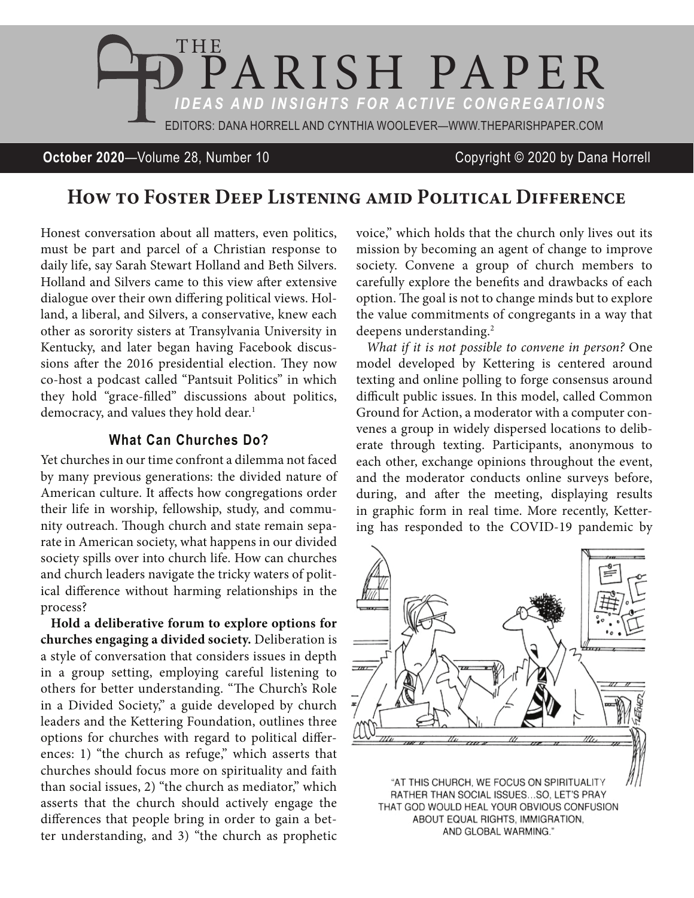# THE PARISH PAPER

*IDEAS AND INSIGHTS FOR ACTIVE CONGREGATIONS*

EDITORS: DANA HORRELL AND CYNTHIA WOOLEVER—WWW.THEPARISHPAPER.COM

**October 2020**—Volume 28, Number 10 Copyright © 2020 by Dana Horrell

## How to Foster Deep Listening amid Political Difference

Honest conversation about all matters, even politics, must be part and parcel of a Christian response to daily life, say Sarah Stewart Holland and Beth Silvers. Holland and Silvers came to this view after extensive dialogue over their own differing political views. Holland, a liberal, and Silvers, a conservative, knew each other as sorority sisters at Transylvania University in Kentucky, and later began having Facebook discussions after the 2016 presidential election. They now co-host a podcast called "Pantsuit Politics" in which they hold "grace-filled" discussions about politics, democracy, and values they hold dear.[1]

### What Can Churches Do?

Yet churches in our time confront a dilemma not faced by many previous generations: the divided nature of American culture. It affects how congregations order their life in worship, fellowship, study, and community outreach. Though church and state remain separate in American society, what happens in our divided society spills over into church life. How can churches and church leaders navigate the tricky waters of political difference without harming relationships in the process?

**Hold a deliberative forum to explore options for churches engaging a divided society.** Deliberation is a style of conversation that considers issues in depth in a group setting, employing careful listening to others for better understanding. "The Church's Role in a Divided Society," a guide developed by church leaders and the Kettering Foundation, outlines three options for churches with regard to political differences: 1) "the church as refuge," which asserts that churches should focus more on spirituality and faith than social issues, 2) "the church as mediator," which asserts that the church should actively engage the differences that people bring in order to gain a better understanding, and 3) "the church as prophetic voice," which holds that the church only lives out its mission by becoming an agent of change to improve society. Convene a group of church members to carefully explore the benefits and drawbacks of each option. The goal is not to change minds but to explore the value commitments of congregants in a way that deepens understanding.[2]

*What if it is not possible to convene in person?* One model developed by Kettering is centered around texting and online polling to forge consensus around difficult public issues. In this model, called Common Ground for Action, a moderator with a computer convenes a group in widely dispersed locations to deliberate through texting. Participants, anonymous to each other, exchange opinions throughout the event, and the moderator conducts online surveys before, during, and after the meeting, displaying results in graphic form in real time. More recently, Kettering has responded to the COVID-19 pandemic by

"AT THIS CHURCH, WE FOCUS ON SPIRITUALITY RATHER THAN SOCIAL ISSUES...SO, LET'S PRAY THAT GOD WOULD HEAL YOUR OBVIOUS CONFUSION ABOUT EQUAL RIGHTS, IMMIGRATION, AND GLOBAL WARMING."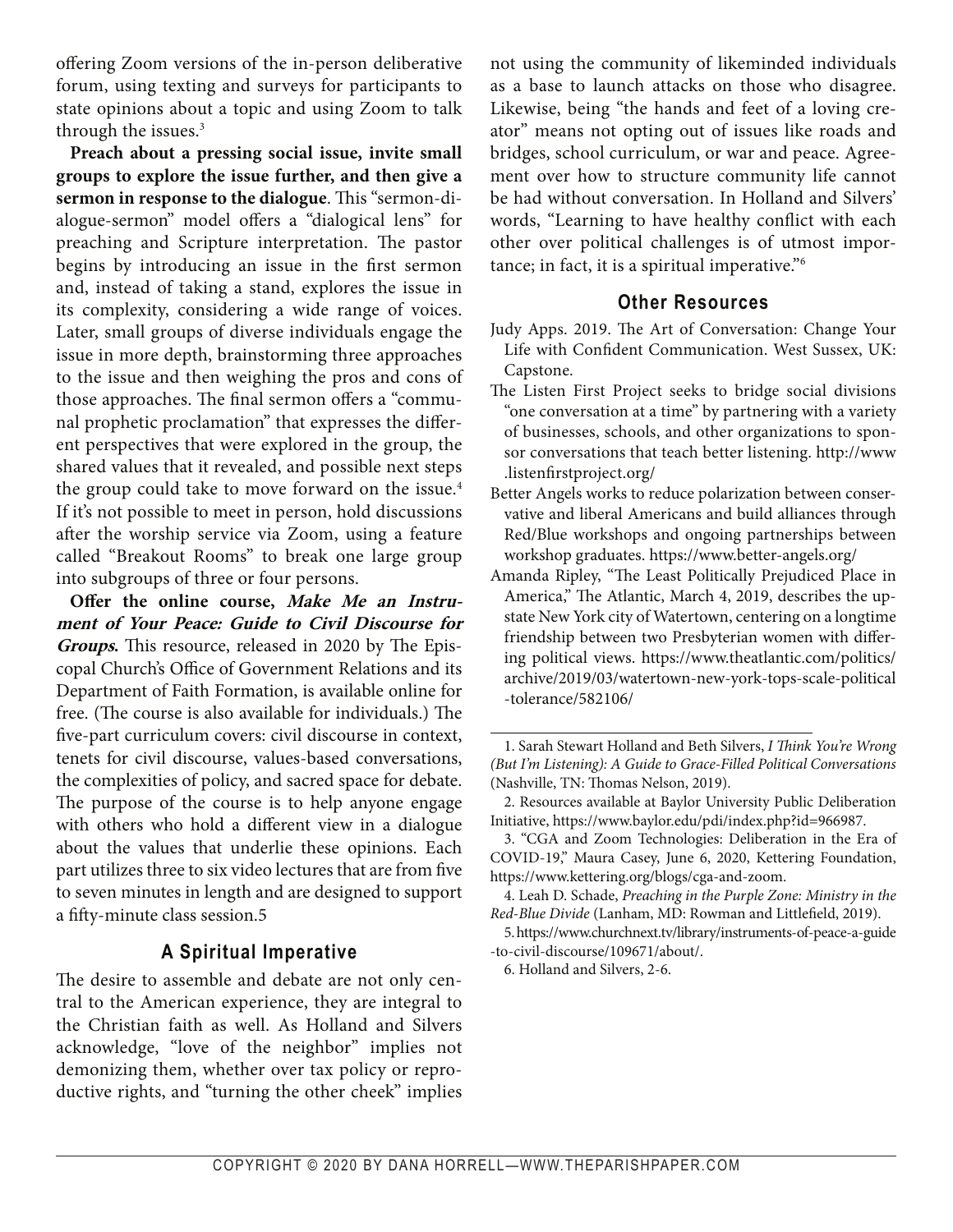offering Zoom versions of the in-person deliberative forum, using texting and surveys for participants to state opinions about a topic and using Zoom to talk through the issues.[3]

**Preach about a pressing social issue, invite small groups to explore the issue further, and then give a sermon in response to the dialogue**. This "sermon-dialogue-sermon" model offers a "dialogical lens" for preaching and Scripture interpretation. The pastor begins by introducing an issue in the first sermon and, instead of taking a stand, explores the issue in its complexity, considering a wide range of voices. Later, small groups of diverse individuals engage the issue in more depth, brainstorming three approaches to the issue and then weighing the pros and cons of those approaches. The final sermon offers a "communal prophetic proclamation" that expresses the different perspectives that were explored in the group, the shared values that it revealed, and possible next steps the group could take to move forward on the issue.[4] If it's not possible to meet in person, hold discussions after the worship service via Zoom, using a feature called "Breakout Rooms" to break one large group into subgroups of three or four persons.

**Offer the online course, *Make Me an Instrument of Your Peace: Guide to Civil Discourse for Groups.*** This resource, released in 2020 by The Episcopal Church's Office of Government Relations and its Department of Faith Formation, is available online for free. (The course is also available for individuals.) The five-part curriculum covers: civil discourse in context, tenets for civil discourse, values-based conversations, the complexities of policy, and sacred space for debate. The purpose of the course is to help anyone engage with others who hold a different view in a dialogue about the values that underlie these opinions. Each part utilizes three to six video lectures that are from five to seven minutes in length and are designed to support a fifty-minute class session.5

## A Spiritual Imperative

The desire to assemble and debate are not only central to the American experience, they are integral to the Christian faith as well. As Holland and Silvers acknowledge, "love of the neighbor" implies not demonizing them, whether over tax policy or reproductive rights, and "turning the other cheek" implies not using the community of likeminded individuals as a base to launch attacks on those who disagree. Likewise, being "the hands and feet of a loving creator" means not opting out of issues like roads and bridges, school curriculum, or war and peace. Agreement over how to structure community life cannot be had without conversation. In Holland and Silvers' words, "Learning to have healthy conflict with each other over political challenges is of utmost importance; in fact, it is a spiritual imperative."[6]

## Other Resources

Judy Apps. 2019. The Art of Conversation: Change Your Life with Confident Communication. West Sussex, UK: Capstone.

The Listen First Project seeks to bridge social divisions "one conversation at a time" by partnering with a variety of businesses, schools, and other organizations to sponsor conversations that teach better listening. http://www.listenfirstproject.org/

Better Angels works to reduce polarization between conservative and liberal Americans and build alliances through Red/Blue workshops and ongoing partnerships between workshop graduates. https://www.better-angels.org/

Amanda Ripley, "The Least Politically Prejudiced Place in America," The Atlantic, March 4, 2019, describes the upstate New York city of Watertown, centering on a longtime friendship between two Presbyterian women with differing political views. https://www.theatlantic.com/politics/archive/2019/03/watertown-new-york-tops-scale-political-tolerance/582106/

---

1. Sarah Stewart Holland and Beth Silvers, *I Think You're Wrong (But I'm Listening): A Guide to Grace-Filled Political Conversations* (Nashville, TN: Thomas Nelson, 2019).

2. Resources available at Baylor University Public Deliberation Initiative, https://www.baylor.edu/pdi/index.php?id=966987.

3. "CGA and Zoom Technologies: Deliberation in the Era of COVID-19," Maura Casey, June 6, 2020, Kettering Foundation, https://www.kettering.org/blogs/cga-and-zoom.

4. Leah D. Schade, *Preaching in the Purple Zone: Ministry in the Red-Blue Divide* (Lanham, MD: Rowman and Littlefield, 2019).

5. https://www.churchnext.tv/library/instruments-of-peace-a-guide-to-civil-discourse/109671/about/.

6. Holland and Silvers, 2-6.